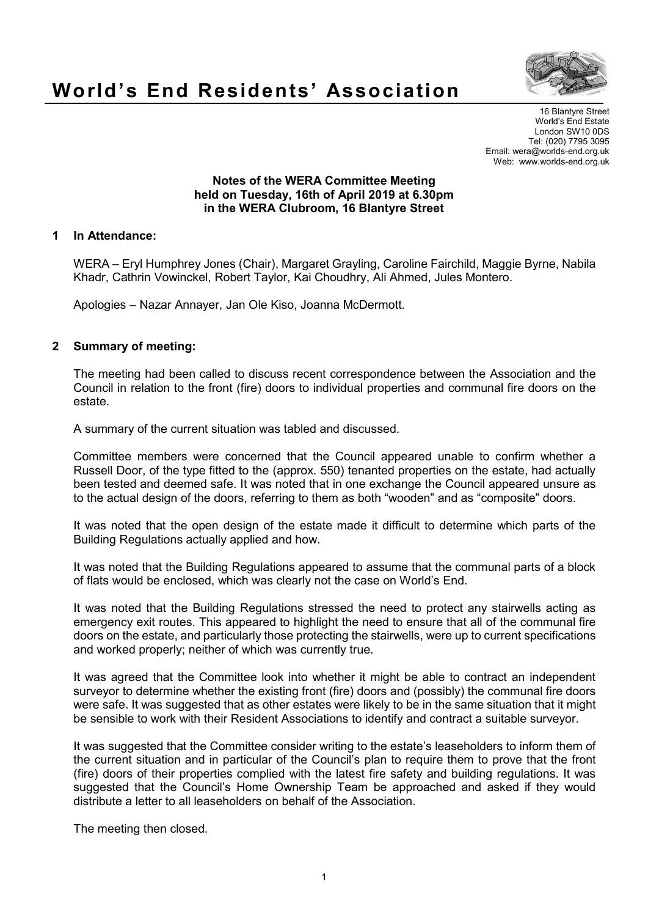# World's End Residents' Association

16 Blantyre Street
World's End Estate
London SW10 0DS
Tel: (020) 7795 3095
Email: wera@worlds-end.org.uk
Web: www.worlds-end.org.uk

**Notes of the WERA Committee Meeting**
**held on Tuesday, 16th of April 2019 at 6.30pm**
**in the WERA Clubroom, 16 Blantyre Street**

## 1 In Attendance:

WERA – Eryl Humphrey Jones (Chair), Margaret Grayling, Caroline Fairchild, Maggie Byrne, Nabila Khadr, Cathrin Vowinckel, Robert Taylor, Kai Choudhry, Ali Ahmed, Jules Montero.

Apologies – Nazar Annayer, Jan Ole Kiso, Joanna McDermott.

## 2 Summary of meeting:

The meeting had been called to discuss recent correspondence between the Association and the Council in relation to the front (fire) doors to individual properties and communal fire doors on the estate.

A summary of the current situation was tabled and discussed.

Committee members were concerned that the Council appeared unable to confirm whether a Russell Door, of the type fitted to the (approx. 550) tenanted properties on the estate, had actually been tested and deemed safe. It was noted that in one exchange the Council appeared unsure as to the actual design of the doors, referring to them as both "wooden" and as "composite" doors.

It was noted that the open design of the estate made it difficult to determine which parts of the Building Regulations actually applied and how.

It was noted that the Building Regulations appeared to assume that the communal parts of a block of flats would be enclosed, which was clearly not the case on World's End.

It was noted that the Building Regulations stressed the need to protect any stairwells acting as emergency exit routes. This appeared to highlight the need to ensure that all of the communal fire doors on the estate, and particularly those protecting the stairwells, were up to current specifications and worked properly; neither of which was currently true.

It was agreed that the Committee look into whether it might be able to contract an independent surveyor to determine whether the existing front (fire) doors and (possibly) the communal fire doors were safe. It was suggested that as other estates were likely to be in the same situation that it might be sensible to work with their Resident Associations to identify and contract a suitable surveyor.

It was suggested that the Committee consider writing to the estate's leaseholders to inform them of the current situation and in particular of the Council's plan to require them to prove that the front (fire) doors of their properties complied with the latest fire safety and building regulations. It was suggested that the Council's Home Ownership Team be approached and asked if they would distribute a letter to all leaseholders on behalf of the Association.

The meeting then closed.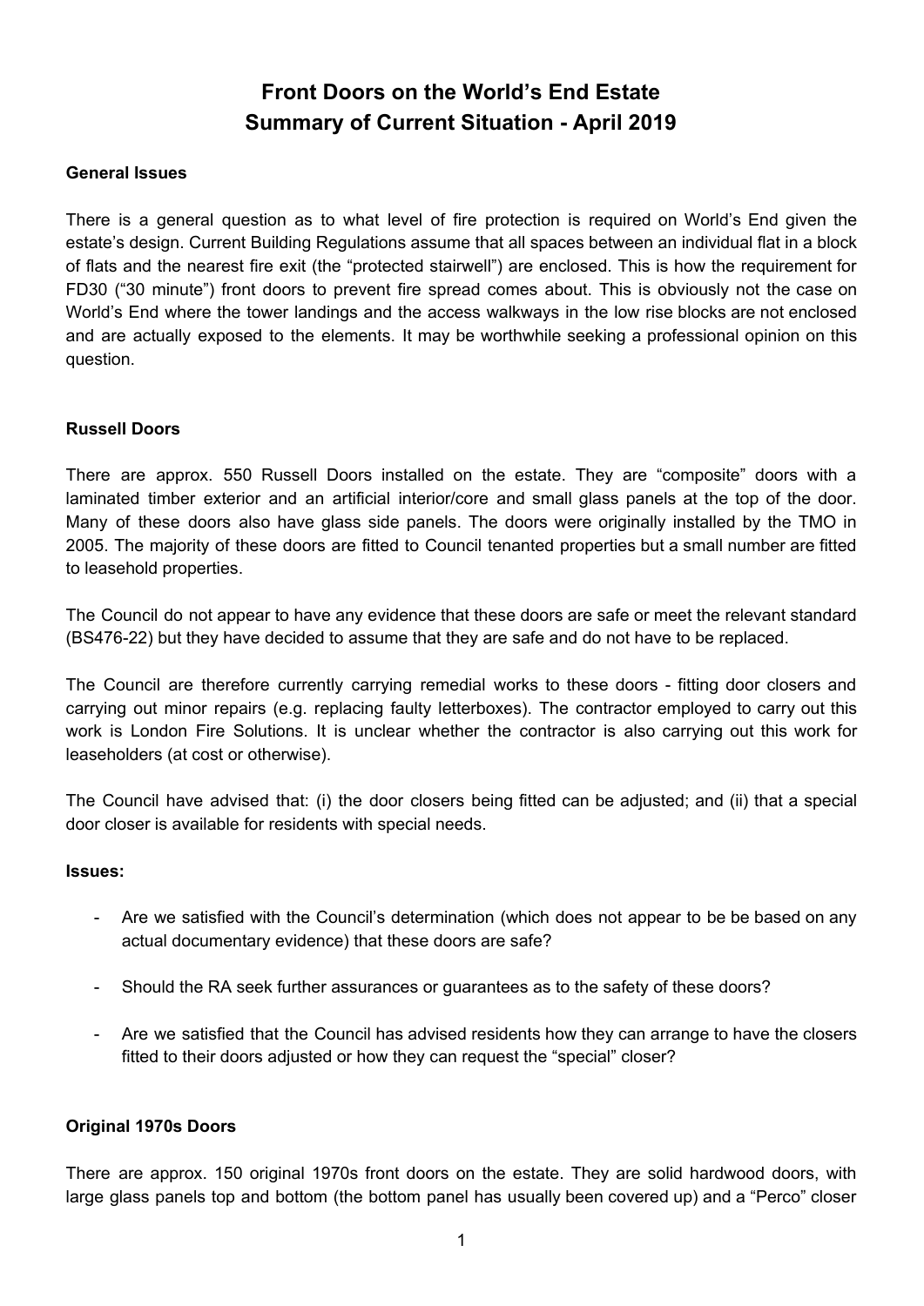# Front Doors on the World's End Estate
# Summary of Current Situation - April 2019

**General Issues**

There is a general question as to what level of fire protection is required on World's End given the estate's design. Current Building Regulations assume that all spaces between an individual flat in a block of flats and the nearest fire exit (the "protected stairwell") are enclosed. This is how the requirement for FD30 ("30 minute") front doors to prevent fire spread comes about. This is obviously not the case on World's End where the tower landings and the access walkways in the low rise blocks are not enclosed and are actually exposed to the elements. It may be worthwhile seeking a professional opinion on this question.

**Russell Doors**

There are approx. 550 Russell Doors installed on the estate. They are "composite" doors with a laminated timber exterior and an artificial interior/core and small glass panels at the top of the door. Many of these doors also have glass side panels. The doors were originally installed by the TMO in 2005. The majority of these doors are fitted to Council tenanted properties but a small number are fitted to leasehold properties.

The Council do not appear to have any evidence that these doors are safe or meet the relevant standard (BS476-22) but they have decided to assume that they are safe and do not have to be replaced.

The Council are therefore currently carrying remedial works to these doors - fitting door closers and carrying out minor repairs (e.g. replacing faulty letterboxes). The contractor employed to carry out this work is London Fire Solutions. It is unclear whether the contractor is also carrying out this work for leaseholders (at cost or otherwise).

The Council have advised that: (i) the door closers being fitted can be adjusted; and (ii) that a special door closer is available for residents with special needs.

**Issues:**

- Are we satisfied with the Council's determination (which does not appear to be be based on any actual documentary evidence) that these doors are safe?

- Should the RA seek further assurances or guarantees as to the safety of these doors?

- Are we satisfied that the Council has advised residents how they can arrange to have the closers fitted to their doors adjusted or how they can request the "special" closer?

**Original 1970s Doors**

There are approx. 150 original 1970s front doors on the estate. They are solid hardwood doors, with large glass panels top and bottom (the bottom panel has usually been covered up) and a "Perco" closer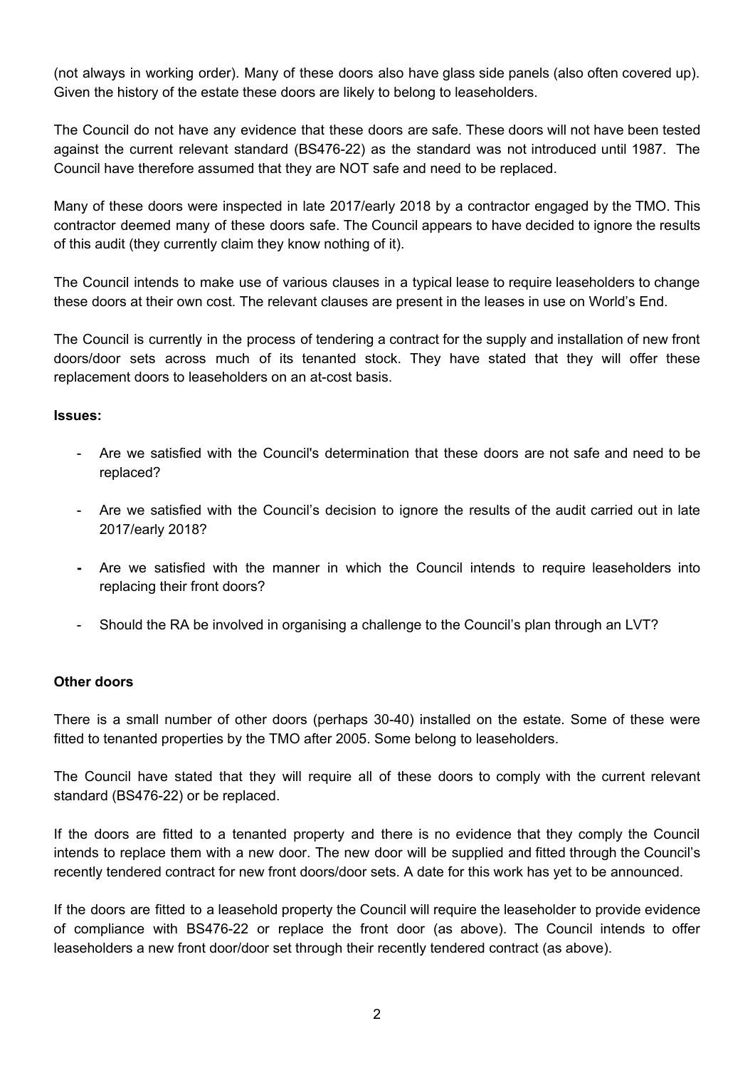(not always in working order). Many of these doors also have glass side panels (also often covered up). Given the history of the estate these doors are likely to belong to leaseholders.

The Council do not have any evidence that these doors are safe. These doors will not have been tested against the current relevant standard (BS476-22) as the standard was not introduced until 1987. The Council have therefore assumed that they are NOT safe and need to be replaced.

Many of these doors were inspected in late 2017/early 2018 by a contractor engaged by the TMO. This contractor deemed many of these doors safe. The Council appears to have decided to ignore the results of this audit (they currently claim they know nothing of it).

The Council intends to make use of various clauses in a typical lease to require leaseholders to change these doors at their own cost. The relevant clauses are present in the leases in use on World's End.

The Council is currently in the process of tendering a contract for the supply and installation of new front doors/door sets across much of its tenanted stock. They have stated that they will offer these replacement doors to leaseholders on an at-cost basis.

**Issues:**

- Are we satisfied with the Council's determination that these doors are not safe and need to be replaced?
- Are we satisfied with the Council's decision to ignore the results of the audit carried out in late 2017/early 2018?
- Are we satisfied with the manner in which the Council intends to require leaseholders into replacing their front doors?
- Should the RA be involved in organising a challenge to the Council's plan through an LVT?

**Other doors**

There is a small number of other doors (perhaps 30-40) installed on the estate. Some of these were fitted to tenanted properties by the TMO after 2005. Some belong to leaseholders.

The Council have stated that they will require all of these doors to comply with the current relevant standard (BS476-22) or be replaced.

If the doors are fitted to a tenanted property and there is no evidence that they comply the Council intends to replace them with a new door. The new door will be supplied and fitted through the Council's recently tendered contract for new front doors/door sets. A date for this work has yet to be announced.

If the doors are fitted to a leasehold property the Council will require the leaseholder to provide evidence of compliance with BS476-22 or replace the front door (as above). The Council intends to offer leaseholders a new front door/door set through their recently tendered contract (as above).